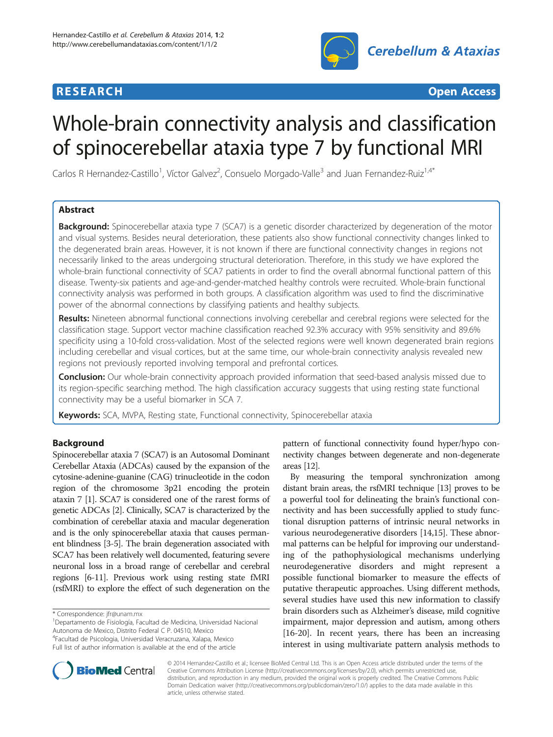**RESEARCH** **Open Access**

# Whole-brain connectivity analysis and classification of spinocerebellar ataxia type 7 by functional MRI

Carlos R Hernandez-Castillo[1], Víctor Galvez[2], Consuelo Morgado-Valle[3] and Juan Fernandez-Ruiz[1,4*]

## Abstract

**Background:** Spinocerebellar ataxia type 7 (SCA7) is a genetic disorder characterized by degeneration of the motor and visual systems. Besides neural deterioration, these patients also show functional connectivity changes linked to the degenerated brain areas. However, it is not known if there are functional connectivity changes in regions not necessarily linked to the areas undergoing structural deterioration. Therefore, in this study we have explored the whole-brain functional connectivity of SCA7 patients in order to find the overall abnormal functional pattern of this disease. Twenty-six patients and age-and-gender-matched healthy controls were recruited. Whole-brain functional connectivity analysis was performed in both groups. A classification algorithm was used to find the discriminative power of the abnormal connections by classifying patients and healthy subjects.

**Results:** Nineteen abnormal functional connections involving cerebellar and cerebral regions were selected for the classification stage. Support vector machine classification reached 92.3% accuracy with 95% sensitivity and 89.6% specificity using a 10-fold cross-validation. Most of the selected regions were well known degenerated brain regions including cerebellar and visual cortices, but at the same time, our whole-brain connectivity analysis revealed new regions not previously reported involving temporal and prefrontal cortices.

**Conclusion:** Our whole-brain connectivity approach provided information that seed-based analysis missed due to its region-specific searching method. The high classification accuracy suggests that using resting state functional connectivity may be a useful biomarker in SCA 7.

**Keywords:** SCA, MVPA, Resting state, Functional connectivity, Spinocerebellar ataxia

## Background

Spinocerebellar ataxia 7 (SCA7) is an Autosomal Dominant Cerebellar Ataxia (ADCAs) caused by the expansion of the cytosine-adenine-guanine (CAG) trinucleotide in the codon region of the chromosome 3p21 encoding the protein ataxin 7 [1]. SCA7 is considered one of the rarest forms of genetic ADCAs [2]. Clinically, SCA7 is characterized by the combination of cerebellar ataxia and macular degeneration and is the only spinocerebellar ataxia that causes permanent blindness [3-5]. The brain degeneration associated with SCA7 has been relatively well documented, featuring severe neuronal loss in a broad range of cerebellar and cerebral regions [6-11]. Previous work using resting state fMRI (rsfMRI) to explore the effect of such degeneration on the pattern of functional connectivity found hyper/hypo connectivity changes between degenerate and non-degenerate areas [12].

By measuring the temporal synchronization among distant brain areas, the rsfMRI technique [13] proves to be a powerful tool for delineating the brain's functional connectivity and has been successfully applied to study functional disruption patterns of intrinsic neural networks in various neurodegenerative disorders [14,15]. These abnormal patterns can be helpful for improving our understanding of the pathophysiological mechanisms underlying neurodegenerative disorders and might represent a possible functional biomarker to measure the effects of putative therapeutic approaches. Using different methods, several studies have used this new information to classify brain disorders such as Alzheimer's disease, mild cognitive impairment, major depression and autism, among others [16-20]. In recent years, there has been an increasing interest in using multivariate pattern analysis methods to

\* Correspondence: jfr@unam.mx
[1]Departamento de Fisiología, Facultad de Medicina, Universidad Nacional Autonoma de Mexico, Distrito Federal C P. 04510, Mexico
[4]Facultad de Psicologia, Universidad Veracruzana, Xalapa, Mexico
Full list of author information is available at the end of the article

© 2014 Hernandez-Castillo et al.; licensee BioMed Central Ltd. This is an Open Access article distributed under the terms of the Creative Commons Attribution License (http://creativecommons.org/licenses/by/2.0), which permits unrestricted use, distribution, and reproduction in any medium, provided the original work is properly credited. The Creative Commons Public Domain Dedication waiver (http://creativecommons.org/publicdomain/zero/1.0/) applies to the data made available in this article, unless otherwise stated.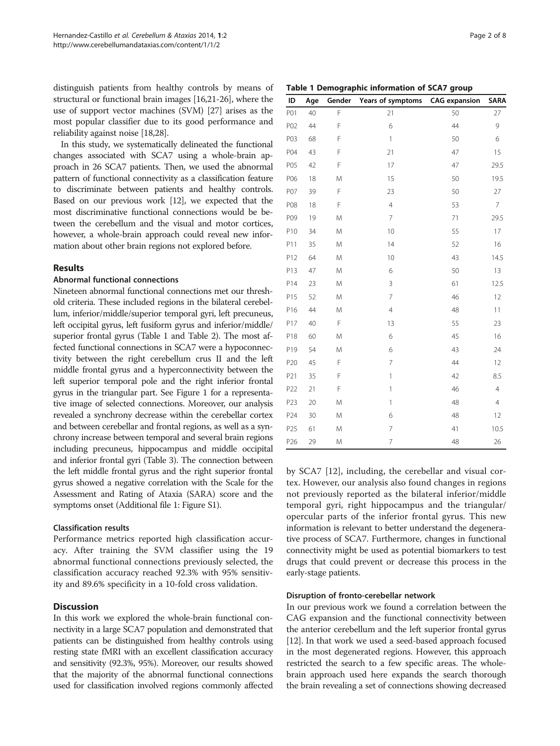distinguish patients from healthy controls by means of structural or functional brain images [16,21-26], where the use of support vector machines (SVM) [27] arises as the most popular classifier due to its good performance and reliability against noise [18,28].

In this study, we systematically delineated the functional changes associated with SCA7 using a whole-brain approach in 26 SCA7 patients. Then, we used the abnormal pattern of functional connectivity as a classification feature to discriminate between patients and healthy controls. Based on our previous work [12], we expected that the most discriminative functional connections would be between the cerebellum and the visual and motor cortices, however, a whole-brain approach could reveal new information about other brain regions not explored before.

**Table 1 Demographic information of SCA7 group**

| ID | Age | Gender | Years of symptoms | CAG expansion | SARA |
|---|---|---|---|---|---|
| P01 | 40 | F | 21 | 50 | 27 |
| P02 | 44 | F | 6 | 44 | 9 |
| P03 | 68 | F | 1 | 50 | 6 |
| P04 | 43 | F | 21 | 47 | 15 |
| P05 | 42 | F | 17 | 47 | 29.5 |
| P06 | 18 | M | 15 | 50 | 19.5 |
| P07 | 39 | F | 23 | 50 | 27 |
| P08 | 18 | F | 4 | 53 | 7 |
| P09 | 19 | M | 7 | 71 | 29.5 |
| P10 | 34 | M | 10 | 55 | 17 |
| P11 | 35 | M | 14 | 52 | 16 |
| P12 | 64 | M | 10 | 43 | 14.5 |
| P13 | 47 | M | 6 | 50 | 13 |
| P14 | 23 | M | 3 | 61 | 12.5 |
| P15 | 52 | M | 7 | 46 | 12 |
| P16 | 44 | M | 4 | 48 | 11 |
| P17 | 40 | F | 13 | 55 | 23 |
| P18 | 60 | M | 6 | 45 | 16 |
| P19 | 54 | M | 6 | 43 | 24 |
| P20 | 45 | F | 7 | 44 | 12 |
| P21 | 35 | F | 1 | 42 | 8.5 |
| P22 | 21 | F | 1 | 46 | 4 |
| P23 | 20 | M | 1 | 48 | 4 |
| P24 | 30 | M | 6 | 48 | 12 |
| P25 | 61 | M | 7 | 41 | 10.5 |
| P26 | 29 | M | 7 | 48 | 26 |

## Results

### Abnormal functional connections

Nineteen abnormal functional connections met our threshold criteria. These included regions in the bilateral cerebellum, inferior/middle/superior temporal gyri, left precuneus, left occipital gyrus, left fusiform gyrus and inferior/middle/superior frontal gyrus (Table 1 and Table 2). The most affected functional connections in SCA7 were a hypoconnectivity between the right cerebellum crus II and the left middle frontal gyrus and a hyperconnectivity between the left superior temporal pole and the right inferior frontal gyrus in the triangular part. See Figure 1 for a representative image of selected connections. Moreover, our analysis revealed a synchrony decrease within the cerebellar cortex and between cerebellar and frontal regions, as well as a synchrony increase between temporal and several brain regions including precuneus, hippocampus and middle occipital and inferior frontal gyri (Table 3). The connection between the left middle frontal gyrus and the right superior frontal gyrus showed a negative correlation with the Scale for the Assessment and Rating of Ataxia (SARA) score and the symptoms onset (Additional file 1: Figure S1).

### Classification results

Performance metrics reported high classification accuracy. After training the SVM classifier using the 19 abnormal functional connections previously selected, the classification accuracy reached 92.3% with 95% sensitivity and 89.6% specificity in a 10-fold cross validation.

## Discussion

In this work we explored the whole-brain functional connectivity in a large SCA7 population and demonstrated that patients can be distinguished from healthy controls using resting state fMRI with an excellent classification accuracy and sensitivity (92.3%, 95%). Moreover, our results showed that the majority of the abnormal functional connections used for classification involved regions commonly affected by SCA7 [12], including, the cerebellar and visual cortex. However, our analysis also found changes in regions not previously reported as the bilateral inferior/middle temporal gyri, right hippocampus and the triangular/opercular parts of the inferior frontal gyrus. This new information is relevant to better understand the degenerative process of SCA7. Furthermore, changes in functional connectivity might be used as potential biomarkers to test drugs that could prevent or decrease this process in the early-stage patients.

### Disruption of fronto-cerebellar network

In our previous work we found a correlation between the CAG expansion and the functional connectivity between the anterior cerebellum and the left superior frontal gyrus [12]. In that work we used a seed-based approach focused in the most degenerated regions. However, this approach restricted the search to a few specific areas. The whole-brain approach used here expands the search thorough the brain revealing a set of connections showing decreased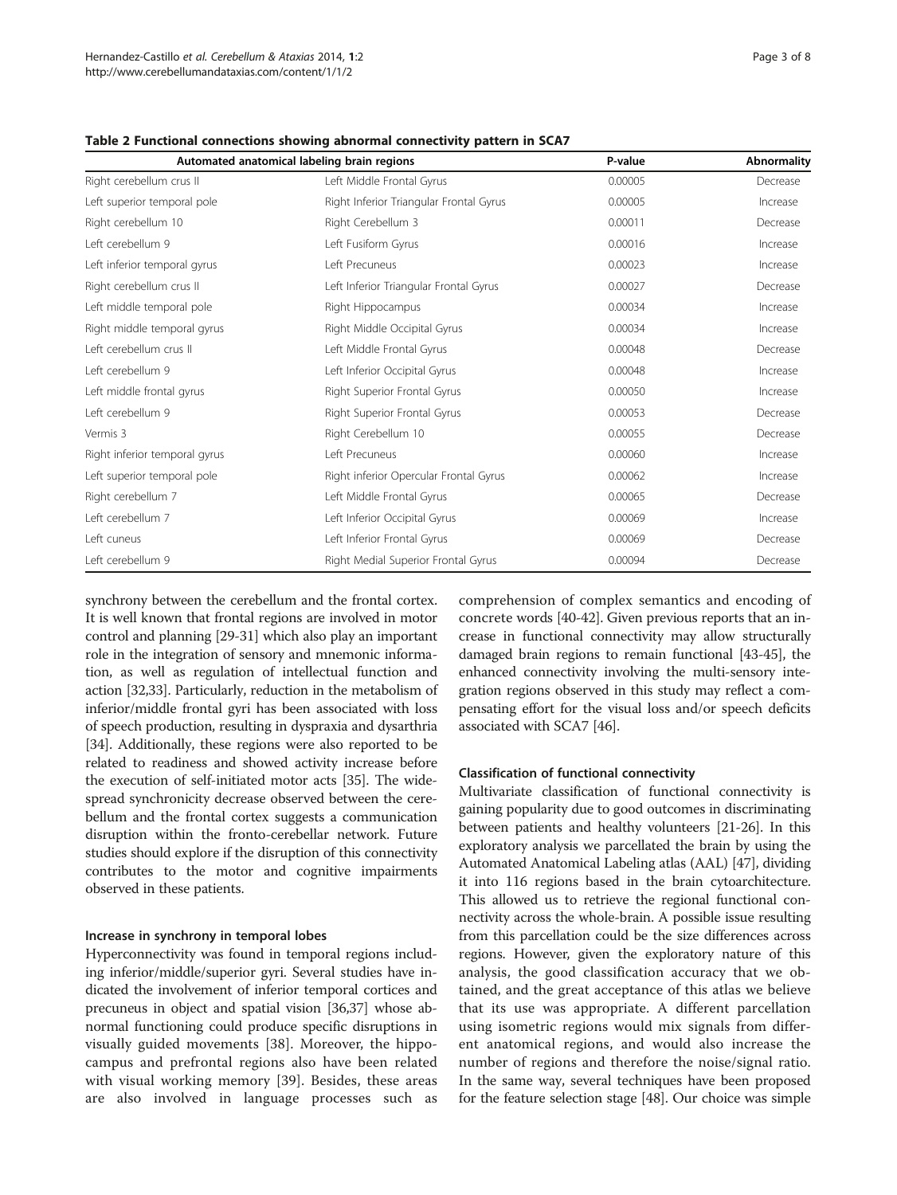**Table 2 Functional connections showing abnormal connectivity pattern in SCA7**

| Automated anatomical labeling brain regions | | P-value | Abnormality |
|---|---|---|---|
| Right cerebellum crus II | Left Middle Frontal Gyrus | 0.00005 | Decrease |
| Left superior temporal pole | Right Inferior Triangular Frontal Gyrus | 0.00005 | Increase |
| Right cerebellum 10 | Right Cerebellum 3 | 0.00011 | Decrease |
| Left cerebellum 9 | Left Fusiform Gyrus | 0.00016 | Increase |
| Left inferior temporal gyrus | Left Precuneus | 0.00023 | Increase |
| Right cerebellum crus II | Left Inferior Triangular Frontal Gyrus | 0.00027 | Decrease |
| Left middle temporal pole | Right Hippocampus | 0.00034 | Increase |
| Right middle temporal gyrus | Right Middle Occipital Gyrus | 0.00034 | Increase |
| Left cerebellum crus II | Left Middle Frontal Gyrus | 0.00048 | Decrease |
| Left cerebellum 9 | Left Inferior Occipital Gyrus | 0.00048 | Increase |
| Left middle frontal gyrus | Right Superior Frontal Gyrus | 0.00050 | Increase |
| Left cerebellum 9 | Right Superior Frontal Gyrus | 0.00053 | Decrease |
| Vermis 3 | Right Cerebellum 10 | 0.00055 | Decrease |
| Right inferior temporal gyrus | Left Precuneus | 0.00060 | Increase |
| Left superior temporal pole | Right inferior Opercular Frontal Gyrus | 0.00062 | Increase |
| Right cerebellum 7 | Left Middle Frontal Gyrus | 0.00065 | Decrease |
| Left cerebellum 7 | Left Inferior Occipital Gyrus | 0.00069 | Increase |
| Left cuneus | Left Inferior Frontal Gyrus | 0.00069 | Decrease |
| Left cerebellum 9 | Right Medial Superior Frontal Gyrus | 0.00094 | Decrease |

synchrony between the cerebellum and the frontal cortex. It is well known that frontal regions are involved in motor control and planning [29-31] which also play an important role in the integration of sensory and mnemonic information, as well as regulation of intellectual function and action [32,33]. Particularly, reduction in the metabolism of inferior/middle frontal gyri has been associated with loss of speech production, resulting in dyspraxia and dysarthria [34]. Additionally, these regions were also reported to be related to readiness and showed activity increase before the execution of self-initiated motor acts [35]. The widespread synchronicity decrease observed between the cerebellum and the frontal cortex suggests a communication disruption within the fronto-cerebellar network. Future studies should explore if the disruption of this connectivity contributes to the motor and cognitive impairments observed in these patients.

#### Increase in synchrony in temporal lobes

Hyperconnectivity was found in temporal regions including inferior/middle/superior gyri. Several studies have indicated the involvement of inferior temporal cortices and precuneus in object and spatial vision [36,37] whose abnormal functioning could produce specific disruptions in visually guided movements [38]. Moreover, the hippocampus and prefrontal regions also have been related with visual working memory [39]. Besides, these areas are also involved in language processes such as comprehension of complex semantics and encoding of concrete words [40-42]. Given previous reports that an increase in functional connectivity may allow structurally damaged brain regions to remain functional [43-45], the enhanced connectivity involving the multi-sensory integration regions observed in this study may reflect a compensating effort for the visual loss and/or speech deficits associated with SCA7 [46].

#### Classification of functional connectivity

Multivariate classification of functional connectivity is gaining popularity due to good outcomes in discriminating between patients and healthy volunteers [21-26]. In this exploratory analysis we parcellated the brain by using the Automated Anatomical Labeling atlas (AAL) [47], dividing it into 116 regions based in the brain cytoarchitecture. This allowed us to retrieve the regional functional connectivity across the whole-brain. A possible issue resulting from this parcellation could be the size differences across regions. However, given the exploratory nature of this analysis, the good classification accuracy that we obtained, and the great acceptance of this atlas we believe that its use was appropriate. A different parcellation using isometric regions would mix signals from different anatomical regions, and would also increase the number of regions and therefore the noise/signal ratio. In the same way, several techniques have been proposed for the feature selection stage [48]. Our choice was simple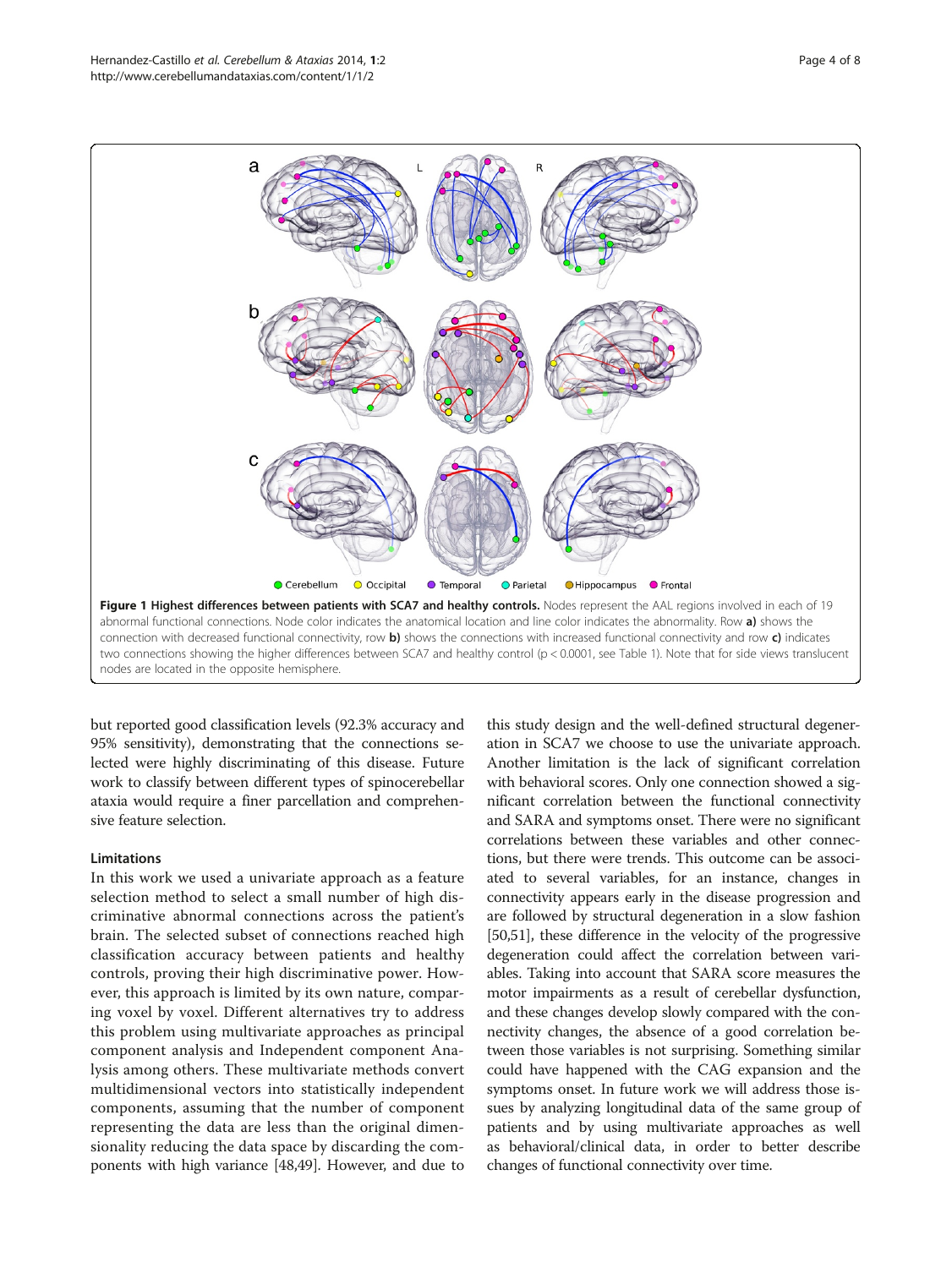a L R

b

c

Cerebellum Occipital Temporal Parietal Hippocampus Frontal

**Figure 1 Highest differences between patients with SCA7 and healthy controls.** Nodes represent the AAL regions involved in each of 19 abnormal functional connections. Node color indicates the anatomical location and line color indicates the abnormality. Row **a)** shows the connection with decreased functional connectivity, row **b)** shows the connections with increased functional connectivity and row **c)** indicates two connections showing the higher differences between SCA7 and healthy control ($p < 0.0001$, see Table 1). Note that for side views translucent nodes are located in the opposite hemisphere.

but reported good classification levels (92.3% accuracy and 95% sensitivity), demonstrating that the connections selected were highly discriminating of this disease. Future work to classify between different types of spinocerebellar ataxia would require a finer parcellation and comprehensive feature selection.

### Limitations

In this work we used a univariate approach as a feature selection method to select a small number of high discriminative abnormal connections across the patient's brain. The selected subset of connections reached high classification accuracy between patients and healthy controls, proving their high discriminative power. However, this approach is limited by its own nature, comparing voxel by voxel. Different alternatives try to address this problem using multivariate approaches as principal component analysis and Independent component Analysis among others. These multivariate methods convert multidimensional vectors into statistically independent components, assuming that the number of component representing the data are less than the original dimensionality reducing the data space by discarding the components with high variance [48,49]. However, and due to this study design and the well-defined structural degeneration in SCA7 we choose to use the univariate approach. Another limitation is the lack of significant correlation with behavioral scores. Only one connection showed a significant correlation between the functional connectivity and SARA and symptoms onset. There were no significant correlations between these variables and other connections, but there were trends. This outcome can be associated to several variables, for an instance, changes in connectivity appears early in the disease progression and are followed by structural degeneration in a slow fashion [50,51], these difference in the velocity of the progressive degeneration could affect the correlation between variables. Taking into account that SARA score measures the motor impairments as a result of cerebellar dysfunction, and these changes develop slowly compared with the connectivity changes, the absence of a good correlation between those variables is not surprising. Something similar could have happened with the CAG expansion and the symptoms onset. In future work we will address those issues by analyzing longitudinal data of the same group of patients and by using multivariate approaches as well as behavioral/clinical data, in order to better describe changes of functional connectivity over time.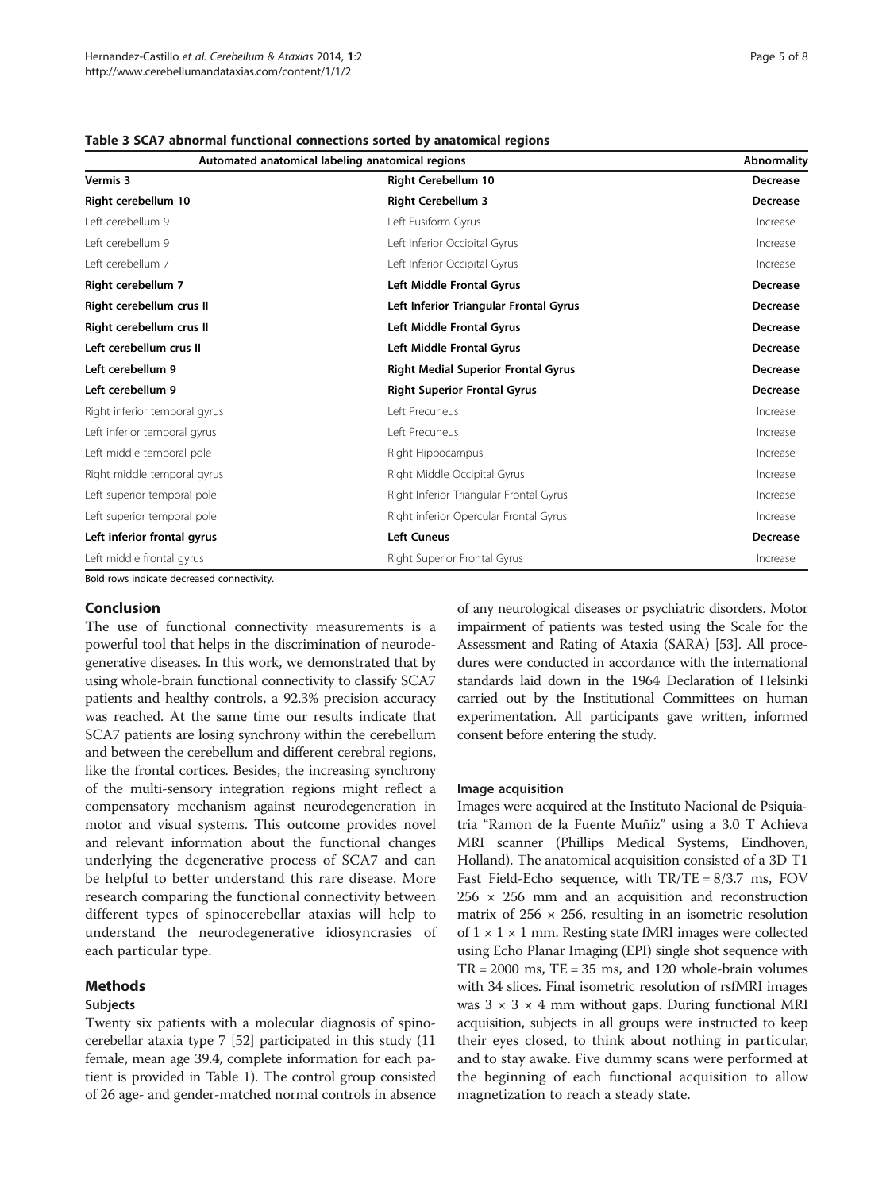**Table 3 SCA7 abnormal functional connections sorted by anatomical regions**

| Automated anatomical labeling anatomical regions | | Abnormality |
|---|---|---|
| **Vermis 3** | **Right Cerebellum 10** | **Decrease** |
| **Right cerebellum 10** | **Right Cerebellum 3** | **Decrease** |
| Left cerebellum 9 | Left Fusiform Gyrus | Increase |
| Left cerebellum 9 | Left Inferior Occipital Gyrus | Increase |
| Left cerebellum 7 | Left Inferior Occipital Gyrus | Increase |
| **Right cerebellum 7** | **Left Middle Frontal Gyrus** | **Decrease** |
| **Right cerebellum crus II** | **Left Inferior Triangular Frontal Gyrus** | **Decrease** |
| **Right cerebellum crus II** | **Left Middle Frontal Gyrus** | **Decrease** |
| **Left cerebellum crus II** | **Left Middle Frontal Gyrus** | **Decrease** |
| **Left cerebellum 9** | **Right Medial Superior Frontal Gyrus** | **Decrease** |
| **Left cerebellum 9** | **Right Superior Frontal Gyrus** | **Decrease** |
| Right inferior temporal gyrus | Left Precuneus | Increase |
| Left inferior temporal gyrus | Left Precuneus | Increase |
| Left middle temporal pole | Right Hippocampus | Increase |
| Right middle temporal gyrus | Right Middle Occipital Gyrus | Increase |
| Left superior temporal pole | Right Inferior Triangular Frontal Gyrus | Increase |
| Left superior temporal pole | Right inferior Opercular Frontal Gyrus | Increase |
| **Left inferior frontal gyrus** | **Left Cuneus** | **Decrease** |
| Left middle frontal gyrus | Right Superior Frontal Gyrus | Increase |

Bold rows indicate decreased connectivity.

## Conclusion

The use of functional connectivity measurements is a powerful tool that helps in the discrimination of neurodegenerative diseases. In this work, we demonstrated that by using whole-brain functional connectivity to classify SCA7 patients and healthy controls, a 92.3% precision accuracy was reached. At the same time our results indicate that SCA7 patients are losing synchrony within the cerebellum and between the cerebellum and different cerebral regions, like the frontal cortices. Besides, the increasing synchrony of the multi-sensory integration regions might reflect a compensatory mechanism against neurodegeneration in motor and visual systems. This outcome provides novel and relevant information about the functional changes underlying the degenerative process of SCA7 and can be helpful to better understand this rare disease. More research comparing the functional connectivity between different types of spinocerebellar ataxias will help to understand the neurodegenerative idiosyncrasies of each particular type.

## Methods

### Subjects

Twenty six patients with a molecular diagnosis of spinocerebellar ataxia type 7 [52] participated in this study (11 female, mean age 39.4, complete information for each patient is provided in Table 1). The control group consisted of 26 age- and gender-matched normal controls in absence of any neurological diseases or psychiatric disorders. Motor impairment of patients was tested using the Scale for the Assessment and Rating of Ataxia (SARA) [53]. All procedures were conducted in accordance with the international standards laid down in the 1964 Declaration of Helsinki carried out by the Institutional Committees on human experimentation. All participants gave written, informed consent before entering the study.

### Image acquisition

Images were acquired at the Instituto Nacional de Psiquiatria "Ramon de la Fuente Muñiz" using a 3.0 T Achieva MRI scanner (Phillips Medical Systems, Eindhoven, Holland). The anatomical acquisition consisted of a 3D T1 Fast Field-Echo sequence, with TR/TE = 8/3.7 ms, FOV $256 \times 256$ mm and an acquisition and reconstruction matrix of $256 \times 256$, resulting in an isometric resolution of $1 \times 1 \times 1$ mm. Resting state fMRI images were collected using Echo Planar Imaging (EPI) single shot sequence with TR = 2000 ms, TE = 35 ms, and 120 whole-brain volumes with 34 slices. Final isometric resolution of rsfMRI images was $3 \times 3 \times 4$ mm without gaps. During functional MRI acquisition, subjects in all groups were instructed to keep their eyes closed, to think about nothing in particular, and to stay awake. Five dummy scans were performed at the beginning of each functional acquisition to allow magnetization to reach a steady state.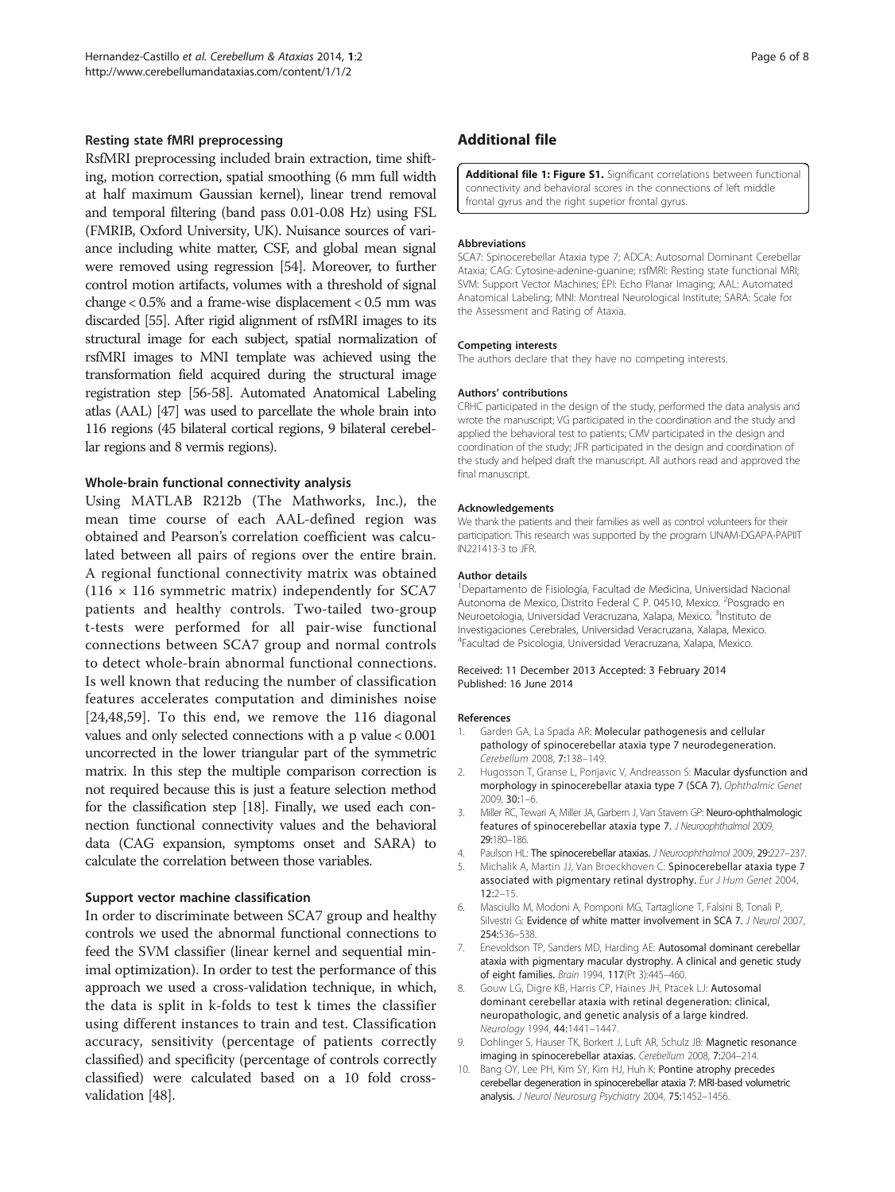### Resting state fMRI preprocessing

RsfMRI preprocessing included brain extraction, time shifting, motion correction, spatial smoothing (6 mm full width at half maximum Gaussian kernel), linear trend removal and temporal filtering (band pass 0.01-0.08 Hz) using FSL (FMRIB, Oxford University, UK). Nuisance sources of variance including white matter, CSF, and global mean signal were removed using regression [54]. Moreover, to further control motion artifacts, volumes with a threshold of signal change < 0.5% and a frame-wise displacement < 0.5 mm was discarded [55]. After rigid alignment of rsfMRI images to its structural image for each subject, spatial normalization of rsfMRI images to MNI template was achieved using the transformation field acquired during the structural image registration step [56-58]. Automated Anatomical Labeling atlas (AAL) [47] was used to parcellate the whole brain into 116 regions (45 bilateral cortical regions, 9 bilateral cerebellar regions and 8 vermis regions).

### Whole-brain functional connectivity analysis

Using MATLAB R212b (The Mathworks, Inc.), the mean time course of each AAL-defined region was obtained and Pearson's correlation coefficient was calculated between all pairs of regions over the entire brain. A regional functional connectivity matrix was obtained ($116 \times 116$ symmetric matrix) independently for SCA7 patients and healthy controls. Two-tailed two-group t-tests were performed for all pair-wise functional connections between SCA7 group and normal controls to detect whole-brain abnormal functional connections. Is well known that reducing the number of classification features accelerates computation and diminishes noise [24,48,59]. To this end, we remove the 116 diagonal values and only selected connections with a p value < 0.001 uncorrected in the lower triangular part of the symmetric matrix. In this step the multiple comparison correction is not required because this is just a feature selection method for the classification step [18]. Finally, we used each connection functional connectivity values and the behavioral data (CAG expansion, symptoms onset and SARA) to calculate the correlation between those variables.

### Support vector machine classification

In order to discriminate between SCA7 group and healthy controls we used the abnormal functional connections to feed the SVM classifier (linear kernel and sequential minimal optimization). In order to test the performance of this approach we used a cross-validation technique, in which, the data is split in k-folds to test k times the classifier using different instances to train and test. Classification accuracy, sensitivity (percentage of patients correctly classified) and specificity (percentage of controls correctly classified) were calculated based on a 10 fold cross-validation [48].

## Additional file

**Additional file 1: Figure S1.** Significant correlations between functional connectivity and behavioral scores in the connections of left middle frontal gyrus and the right superior frontal gyrus.

#### Abbreviations

SCA7: Spinocerebellar Ataxia type 7; ADCA: Autosomal Dominant Cerebellar Ataxia; CAG: Cytosine-adenine-guanine; rsfMRI: Resting state functional MRI; SVM: Support Vector Machines; EPI: Echo Planar Imaging; AAL: Automated Anatomical Labeling; MNI: Montreal Neurological Institute; SARA: Scale for the Assessment and Rating of Ataxia.

#### Competing interests

The authors declare that they have no competing interests.

#### Authors' contributions

CRHC participated in the design of the study, performed the data analysis and wrote the manuscript; VG participated in the coordination and the study and applied the behavioral test to patients; CMV participated in the design and coordination of the study; JFR participated in the design and coordination of the study and helped draft the manuscript. All authors read and approved the final manuscript.

#### Acknowledgements

We thank the patients and their families as well as control volunteers for their participation. This research was supported by the program UNAM-DGAPA-PAPIIT IN221413-3 to JFR.

#### Author details

[1]Departamento de Fisiología, Facultad de Medicina, Universidad Nacional Autonoma de Mexico, Distrito Federal C P. 04510, Mexico. [2]Posgrado en Neuroetologia, Universidad Veracruzana, Xalapa, Mexico. [3]Instituto de Investigaciones Cerebrales, Universidad Veracruzana, Xalapa, Mexico. [4]Facultad de Psicologia, Universidad Veracruzana, Xalapa, Mexico.

Received: 11 December 2013 Accepted: 3 February 2014
Published: 16 June 2014

#### References

1. Garden GA, La Spada AR: **Molecular pathogenesis and cellular pathology of spinocerebellar ataxia type 7 neurodegeneration.** *Cerebellum* 2008, **7:**138–149.
2. Hugosson T, Granse L, Ponjavic V, Andreasson S: **Macular dysfunction and morphology in spinocerebellar ataxia type 7 (SCA 7).** *Ophthalmic Genet* 2009, **30:**1–6.
3. Miller RC, Tewari A, Miller JA, Garbern J, Van Stavern GP: **Neuro-ophthalmologic features of spinocerebellar ataxia type 7.** *J Neuroophthalmol* 2009, **29:**180–186.
4. Paulson HL: **The spinocerebellar ataxias.** *J Neuroophthalmol* 2009, **29:**227–237.
5. Michalik A, Martin JJ, Van Broeckhoven C: **Spinocerebellar ataxia type 7 associated with pigmentary retinal dystrophy.** *Eur J Hum Genet* 2004, **12:**2–15.
6. Masciullo M, Modoni A, Pomponi MG, Tartaglione T, Falsini B, Tonali P, Silvestri G: **Evidence of white matter involvement in SCA 7.** *J Neurol* 2007, **254:**536–538.
7. Enevoldson TP, Sanders MD, Harding AE: **Autosomal dominant cerebellar ataxia with pigmentary macular dystrophy. A clinical and genetic study of eight families.** *Brain* 1994, **117**(Pt 3):445–460.
8. Gouw LG, Digre KB, Harris CP, Haines JH, Ptacek LJ: **Autosomal dominant cerebellar ataxia with retinal degeneration: clinical, neuropathologic, and genetic analysis of a large kindred.** *Neurology* 1994, **44:**1441–1447.
9. Dohlinger S, Hauser TK, Borkert J, Luft AR, Schulz JB: **Magnetic resonance imaging in spinocerebellar ataxias.** *Cerebellum* 2008, **7:**204–214.
10. Bang OY, Lee PH, Kim SY, Kim HJ, Huh K: **Pontine atrophy precedes cerebellar degeneration in spinocerebellar ataxia 7: MRI-based volumetric analysis.** *J Neurol Neurosurg Psychiatry* 2004, **75:**1452–1456.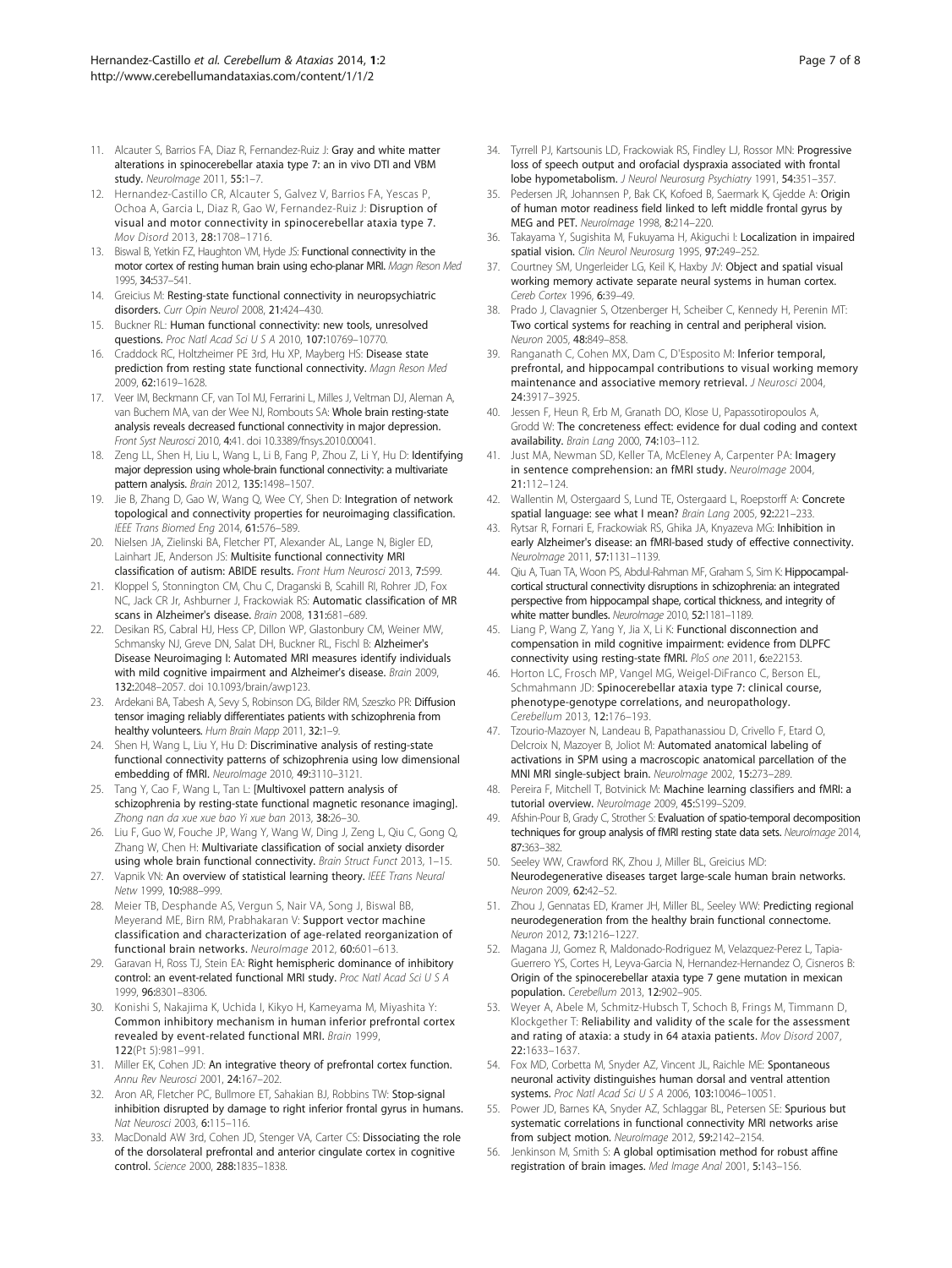11. Alcauter S, Barrios FA, Diaz R, Fernandez-Ruiz J: **Gray and white matter alterations in spinocerebellar ataxia type 7: an in vivo DTI and VBM study.** *NeuroImage* 2011, **55:**1–7.
12. Hernandez-Castillo CR, Alcauter S, Galvez V, Barrios FA, Yescas P, Ochoa A, Garcia L, Diaz R, Gao W, Fernandez-Ruiz J: **Disruption of visual and motor connectivity in spinocerebellar ataxia type 7.** *Mov Disord* 2013, **28:**1708–1716.
13. Biswal B, Yetkin FZ, Haughton VM, Hyde JS: **Functional connectivity in the motor cortex of resting human brain using echo-planar MRI.** *Magn Reson Med* 1995, **34:**537–541.
14. Greicius M: **Resting-state functional connectivity in neuropsychiatric disorders.** *Curr Opin Neurol* 2008, **21:**424–430.
15. Buckner RL: **Human functional connectivity: new tools, unresolved questions.** *Proc Natl Acad Sci U S A* 2010, **107:**10769–10770.
16. Craddock RC, Holtzheimer PE 3rd, Hu XP, Mayberg HS: **Disease state prediction from resting state functional connectivity.** *Magn Reson Med* 2009, **62:**1619–1628.
17. Veer IM, Beckmann CF, van Tol MJ, Ferrarini L, Milles J, Veltman DJ, Aleman A, van Buchem MA, van der Wee NJ, Rombouts SA: **Whole brain resting-state analysis reveals decreased functional connectivity in major depression.** *Front Syst Neurosci* 2010, **4:**41. doi 10.3389/fnsys.2010.00041.
18. Zeng LL, Shen H, Liu L, Wang L, Li B, Fang P, Zhou Z, Li Y, Hu D: **Identifying major depression using whole-brain functional connectivity: a multivariate pattern analysis.** *Brain* 2012, **135:**1498–1507.
19. Jie B, Zhang D, Gao W, Wang Q, Wee CY, Shen D: **Integration of network topological and connectivity properties for neuroimaging classification.** *IEEE Trans Biomed Eng* 2014, **61:**576–589.
20. Nielsen JA, Zielinski BA, Fletcher PT, Alexander AL, Lange N, Bigler ED, Lainhart JE, Anderson JS: **Multisite functional connectivity MRI classification of autism: ABIDE results.** *Front Hum Neurosci* 2013, **7:**599.
21. Kloppel S, Stonnington CM, Chu C, Draganski B, Scahill RI, Rohrer JD, Fox NC, Jack CR Jr, Ashburner J, Frackowiak RS: **Automatic classification of MR scans in Alzheimer's disease.** *Brain* 2008, **131:**681–689.
22. Desikan RS, Cabral HJ, Hess CP, Dillon WP, Glastonbury CM, Weiner MW, Schmansky NJ, Greve DN, Salat DH, Buckner RL, Fischl B: **Alzheimer's Disease Neuroimaging I: Automated MRI measures identify individuals with mild cognitive impairment and Alzheimer's disease.** *Brain* 2009, **132:**2048–2057. doi 10.1093/brain/awp123.
23. Ardekani BA, Tabesh A, Sevy S, Robinson DG, Bilder RM, Szeszko PR: **Diffusion tensor imaging reliably differentiates patients with schizophrenia from healthy volunteers.** *Hum Brain Mapp* 2011, **32:**1–9.
24. Shen H, Wang L, Liu Y, Hu D: **Discriminative analysis of resting-state functional connectivity patterns of schizophrenia using low dimensional embedding of fMRI.** *NeuroImage* 2010, **49:**3110–3121.
25. Tang Y, Cao F, Wang L, Tan L: **[Multivoxel pattern analysis of schizophrenia by resting-state functional magnetic resonance imaging].** *Zhong nan da xue xue bao Yi xue ban* 2013, **38:**26–30.
26. Liu F, Guo W, Fouche JP, Wang Y, Wang W, Ding J, Zeng L, Qiu C, Gong Q, Zhang W, Chen H: **Multivariate classification of social anxiety disorder using whole brain functional connectivity.** *Brain Struct Funct* 2013, 1–15.
27. Vapnik VN: **An overview of statistical learning theory.** *IEEE Trans Neural Netw* 1999, **10:**988–999.
28. Meier TB, Desphande AS, Vergun S, Nair VA, Song J, Biswal BB, Meyerand ME, Birn RM, Prabhakaran V: **Support vector machine classification and characterization of age-related reorganization of functional brain networks.** *NeuroImage* 2012, **60:**601–613.
29. Garavan H, Ross TJ, Stein EA: **Right hemispheric dominance of inhibitory control: an event-related functional MRI study.** *Proc Natl Acad Sci U S A* 1999, **96:**8301–8306.
30. Konishi S, Nakajima K, Uchida I, Kikyo H, Kameyama M, Miyashita Y: **Common inhibitory mechanism in human inferior prefrontal cortex revealed by event-related functional MRI.** *Brain* 1999, **122**(Pt 5):981–991.
31. Miller EK, Cohen JD: **An integrative theory of prefrontal cortex function.** *Annu Rev Neurosci* 2001, **24:**167–202.
32. Aron AR, Fletcher PC, Bullmore ET, Sahakian BJ, Robbins TW: **Stop-signal inhibition disrupted by damage to right inferior frontal gyrus in humans.** *Nat Neurosci* 2003, **6:**115–116.
33. MacDonald AW 3rd, Cohen JD, Stenger VA, Carter CS: **Dissociating the role of the dorsolateral prefrontal and anterior cingulate cortex in cognitive control.** *Science* 2000, **288:**1835–1838.
34. Tyrrell PJ, Kartsounis LD, Frackowiak RS, Findley LJ, Rossor MN: **Progressive loss of speech output and orofacial dyspraxia associated with frontal lobe hypometabolism.** *J Neurol Neurosurg Psychiatry* 1991, **54:**351–357.
35. Pedersen JR, Johannsen P, Bak CK, Kofoed B, Saermark K, Gjedde A: **Origin of human motor readiness field linked to left middle frontal gyrus by MEG and PET.** *NeuroImage* 1998, **8:**214–220.
36. Takayama Y, Sugishita M, Fukuyama H, Akiguchi I: **Localization in impaired spatial vision.** *Clin Neurol Neurosurg* 1995, **97:**249–252.
37. Courtney SM, Ungerleider LG, Keil K, Haxby JV: **Object and spatial visual working memory activate separate neural systems in human cortex.** *Cereb Cortex* 1996, **6:**39–49.
38. Prado J, Clavagnier S, Otzenberger H, Scheiber C, Kennedy H, Perenin MT: **Two cortical systems for reaching in central and peripheral vision.** *Neuron* 2005, **48:**849–858.
39. Ranganath C, Cohen MX, Dam C, D'Esposito M: **Inferior temporal, prefrontal, and hippocampal contributions to visual working memory maintenance and associative memory retrieval.** *J Neurosci* 2004, **24:**3917–3925.
40. Jessen F, Heun R, Erb M, Granath DO, Klose U, Papassotiropoulos A, Grodd W: **The concreteness effect: evidence for dual coding and context availability.** *Brain Lang* 2000, **74:**103–112.
41. Just MA, Newman SD, Keller TA, McEleney A, Carpenter PA: **Imagery in sentence comprehension: an fMRI study.** *NeuroImage* 2004, **21:**112–124.
42. Wallentin M, Ostergaard S, Lund TE, Ostergaard L, Roepstorff A: **Concrete spatial language: see what I mean?** *Brain Lang* 2005, **92:**221–233.
43. Rytsar R, Fornari E, Frackowiak RS, Ghika JA, Knyazeva MG: **Inhibition in early Alzheimer's disease: an fMRI-based study of effective connectivity.** *NeuroImage* 2011, **57:**1131–1139.
44. Qiu A, Tuan TA, Woon PS, Abdul-Rahman MF, Graham S, Sim K: **Hippocampal-cortical structural connectivity disruptions in schizophrenia: an integrated perspective from hippocampal shape, cortical thickness, and integrity of white matter bundles.** *NeuroImage* 2010, **52:**1181–1189.
45. Liang P, Wang Z, Yang Y, Jia X, Li K: **Functional disconnection and compensation in mild cognitive impairment: evidence from DLPFC connectivity using resting-state fMRI.** *PloS one* 2011, **6:**e22153.
46. Horton LC, Frosch MP, Vangel MG, Weigel-DiFranco C, Berson EL, Schmahmann JD: **Spinocerebellar ataxia type 7: clinical course, phenotype-genotype correlations, and neuropathology.** *Cerebellum* 2013, **12:**176–193.
47. Tzourio-Mazoyer N, Landeau B, Papathanassiou D, Crivello F, Etard O, Delcroix N, Mazoyer B, Joliot M: **Automated anatomical labeling of activations in SPM using a macroscopic anatomical parcellation of the MNI MRI single-subject brain.** *NeuroImage* 2002, **15:**273–289.
48. Pereira F, Mitchell T, Botvinick M: **Machine learning classifiers and fMRI: a tutorial overview.** *NeuroImage* 2009, **45:**S199–S209.
49. Afshin-Pour B, Grady C, Strother S: **Evaluation of spatio-temporal decomposition techniques for group analysis of fMRI resting state data sets.** *NeuroImage* 2014, **87:**363–382.
50. Seeley WW, Crawford RK, Zhou J, Miller BL, Greicius MD: **Neurodegenerative diseases target large-scale human brain networks.** *Neuron* 2009, **62:**42–52.
51. Zhou J, Gennatas ED, Kramer JH, Miller BL, Seeley WW: **Predicting regional neurodegeneration from the healthy brain functional connectome.** *Neuron* 2012, **73:**1216–1227.
52. Magana JJ, Gomez R, Maldonado-Rodriguez M, Velazquez-Perez L, Tapia-Guerrero YS, Cortes H, Leyva-Garcia N, Hernandez-Hernandez O, Cisneros B: **Origin of the spinocerebellar ataxia type 7 gene mutation in mexican population.** *Cerebellum* 2013, **12:**902–905.
53. Weyer A, Abele M, Schmitz-Hubsch T, Schoch B, Frings M, Timmann D, Klockgether T: **Reliability and validity of the scale for the assessment and rating of ataxia: a study in 64 ataxia patients.** *Mov Disord* 2007, **22:**1633–1637.
54. Fox MD, Corbetta M, Snyder AZ, Vincent JL, Raichle ME: **Spontaneous neuronal activity distinguishes human dorsal and ventral attention systems.** *Proc Natl Acad Sci U S A* 2006, **103:**10046–10051.
55. Power JD, Barnes KA, Snyder AZ, Schlaggar BL, Petersen SE: **Spurious but systematic correlations in functional connectivity MRI networks arise from subject motion.** *NeuroImage* 2012, **59:**2142–2154.
56. Jenkinson M, Smith S: **A global optimisation method for robust affine registration of brain images.** *Med Image Anal* 2001, **5:**143–156.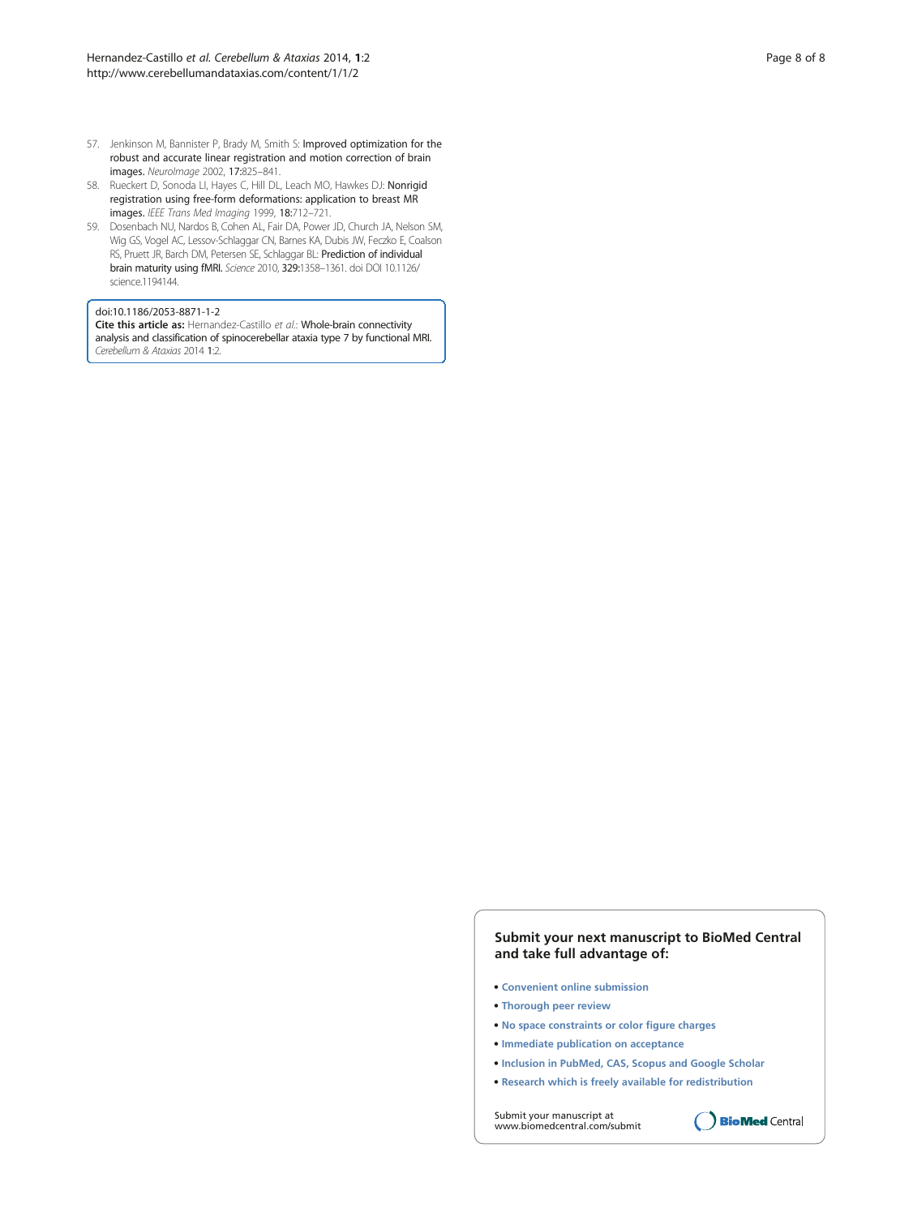57. Jenkinson M, Bannister P, Brady M, Smith S: **Improved optimization for the robust and accurate linear registration and motion correction of brain images.** *NeuroImage* 2002, **17:**825–841.
58. Rueckert D, Sonoda LI, Hayes C, Hill DL, Leach MO, Hawkes DJ: **Nonrigid registration using free-form deformations: application to breast MR images.** *IEEE Trans Med Imaging* 1999, **18:**712–721.
59. Dosenbach NU, Nardos B, Cohen AL, Fair DA, Power JD, Church JA, Nelson SM, Wig GS, Vogel AC, Lessov-Schlaggar CN, Barnes KA, Dubis JW, Feczko E, Coalson RS, Pruett JR, Barch DM, Petersen SE, Schlaggar BL: **Prediction of individual brain maturity using fMRI.** *Science* 2010, **329:**1358–1361. doi DOI 10.1126/science.1194144.

doi:10.1186/2053-8871-1-2
**Cite this article as:** Hernandez-Castillo *et al.*: **Whole-brain connectivity analysis and classification of spinocerebellar ataxia type 7 by functional MRI.** *Cerebellum & Ataxias* 2014 **1**:2.

**Submit your next manuscript to BioMed Central and take full advantage of:**

- **Convenient online submission**
- **Thorough peer review**
- **No space constraints or color figure charges**
- **Immediate publication on acceptance**
- **Inclusion in PubMed, CAS, Scopus and Google Scholar**
- **Research which is freely available for redistribution**

Submit your manuscript at
www.biomedcentral.com/submit

BioMed Central